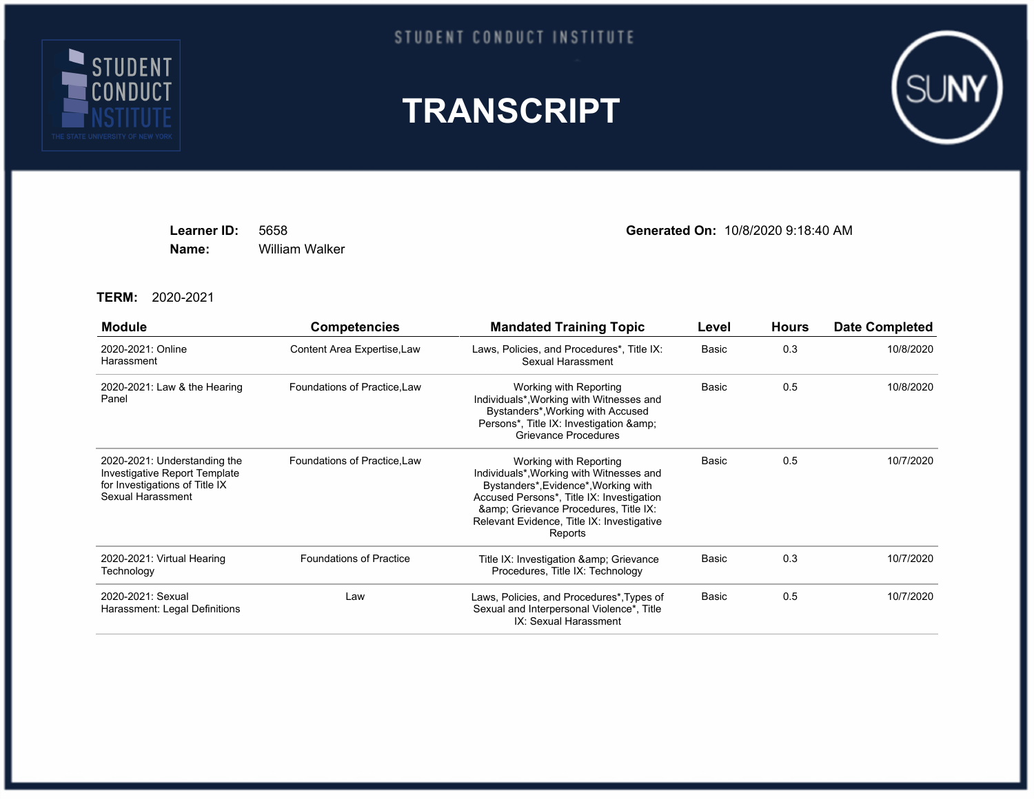STUDENT CONDUCT INSTITUTE

# TRANSCRIPT

**Learner ID:** 5658
**Name:** William Walker

**Generated On:** 10/8/2020 9:18:40 AM

**TERM:** 2020-2021

| Module | Competencies | Mandated Training Topic | Level | Hours | Date Completed |
|---|---|---|---|---|---|
| 2020-2021: Online Harassment | Content Area Expertise,Law | Laws, Policies, and Procedures*, Title IX: Sexual Harassment | Basic | 0.3 | 10/8/2020 |
| 2020-2021: Law & the Hearing Panel | Foundations of Practice,Law | Working with Reporting Individuals*,Working with Witnesses and Bystanders*,Working with Accused Persons*, Title IX: Investigation &amp; Grievance Procedures | Basic | 0.5 | 10/8/2020 |
| 2020-2021: Understanding the Investigative Report Template for Investigations of Title IX Sexual Harassment | Foundations of Practice,Law | Working with Reporting Individuals*,Working with Witnesses and Bystanders*,Evidence*,Working with Accused Persons*, Title IX: Investigation &amp; Grievance Procedures, Title IX: Relevant Evidence, Title IX: Investigative Reports | Basic | 0.5 | 10/7/2020 |
| 2020-2021: Virtual Hearing Technology | Foundations of Practice | Title IX: Investigation &amp; Grievance Procedures, Title IX: Technology | Basic | 0.3 | 10/7/2020 |
| 2020-2021: Sexual Harassment: Legal Definitions | Law | Laws, Policies, and Procedures*,Types of Sexual and Interpersonal Violence*, Title IX: Sexual Harassment | Basic | 0.5 | 10/7/2020 |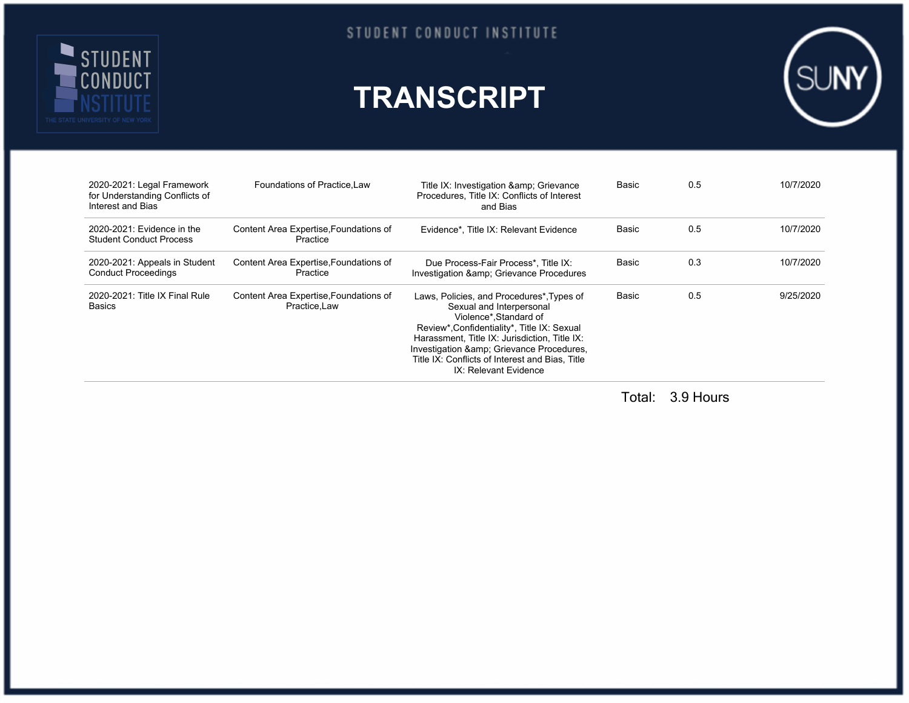STUDENT CONDUCT INSTITUTE

# TRANSCRIPT

| | | | | | |
|---|---|---|---|---|---|
| 2020-2021: Legal Framework for Understanding Conflicts of Interest and Bias | Foundations of Practice,Law | Title IX: Investigation &amp; Grievance Procedures, Title IX: Conflicts of Interest and Bias | Basic | 0.5 | 10/7/2020 |
| 2020-2021: Evidence in the Student Conduct Process | Content Area Expertise,Foundations of Practice | Evidence*, Title IX: Relevant Evidence | Basic | 0.5 | 10/7/2020 |
| 2020-2021: Appeals in Student Conduct Proceedings | Content Area Expertise,Foundations of Practice | Due Process-Fair Process*, Title IX: Investigation &amp; Grievance Procedures | Basic | 0.3 | 10/7/2020 |
| 2020-2021: Title IX Final Rule Basics | Content Area Expertise,Foundations of Practice,Law | Laws, Policies, and Procedures*,Types of Sexual and Interpersonal Violence*,Standard of Review*,Confidentiality*, Title IX: Sexual Harassment, Title IX: Jurisdiction, Title IX: Investigation &amp; Grievance Procedures, Title IX: Conflicts of Interest and Bias, Title IX: Relevant Evidence | Basic | 0.5 | 9/25/2020 |

Total: 3.9 Hours